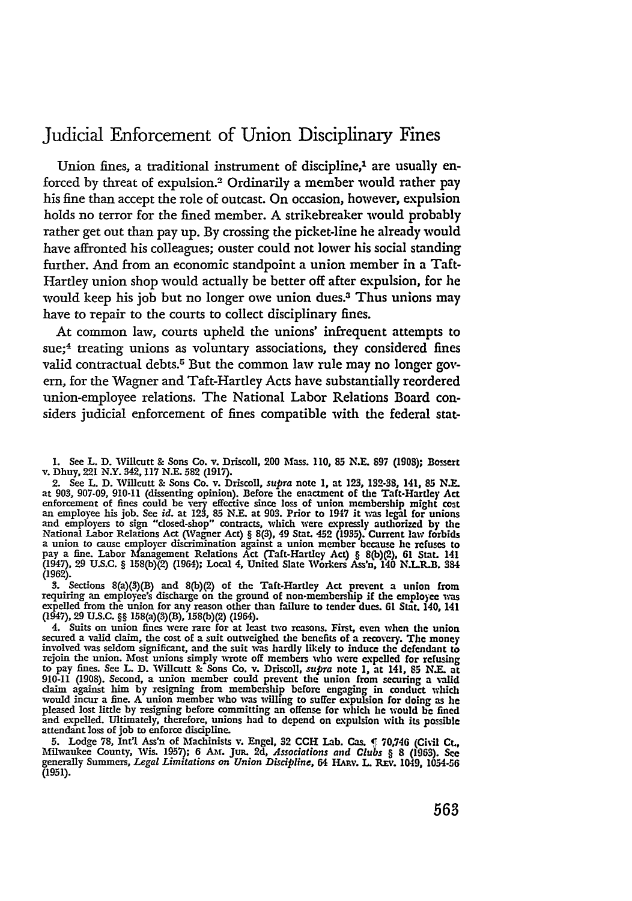# Judicial Enforcement of Union Disciplinary Fines

Union fines, a traditional instrument of discipline,[1] are usually enforced by threat of expulsion.[2] Ordinarily a member would rather pay his fine than accept the role of outcast. On occasion, however, expulsion holds no terror for the fined member. A strikebreaker would probably rather get out than pay up. By crossing the picket-line he already would have affronted his colleagues; ouster could not lower his social standing further. And from an economic standpoint a union member in a Taft-Hartley union shop would actually be better off after expulsion, for he would keep his job but no longer owe union dues.[3] Thus unions may have to repair to the courts to collect disciplinary fines.

At common law, courts upheld the unions' infrequent attempts to sue;[4] treating unions as voluntary associations, they considered fines valid contractual debts.[5] But the common law rule may no longer govern, for the Wagner and Taft-Hartley Acts have substantially reordered union-employee relations. The National Labor Relations Board considers judicial enforcement of fines compatible with the federal stat-

---

1. See L. D. Willcutt & Sons Co. v. Driscoll, 200 Mass. 110, 85 N.E. 897 (1908); Bossert v. Dhuy, 221 N.Y. 342, 117 N.E. 582 (1917).

2. See L. D. Willcutt & Sons Co. v. Driscoll, *supra* note 1, at 123, 132-38, 141, 85 N.E. at 903, 907-09, 910-11 (dissenting opinion). Before the enactment of the Taft-Hartley Act enforcement of fines could be very effective since loss of union membership might cost an employee his job. See *id.* at 123, 85 N.E. at 903. Prior to 1947 it was legal for unions and employers to sign "closed-shop" contracts, which were expressly authorized by the National Labor Relations Act (Wagner Act) § 8(3), 49 Stat. 452 (1935). Current law forbids a union to cause employer discrimination against a union member because he refuses to pay a fine. Labor Management Relations Act (Taft-Hartley Act) § 8(b)(2), 61 Stat. 141 (1947), 29 U.S.C. § 158(b)(2) (1964); Local 4, United Slate Workers Ass'n, 140 N.L.R.B. 384 (1962).

3. Sections 8(a)(3)(B) and 8(b)(2) of the Taft-Hartley Act prevent a union from requiring an employee's discharge on the ground of non-membership if the employee was expelled from the union for any reason other than failure to tender dues. 61 Stat. 140, 141 (1947), 29 U.S.C. §§ 158(a)(3)(B), 158(b)(2) (1964).

4. Suits on union fines were rare for at least two reasons. First, even when the union secured a valid claim, the cost of a suit outweighed the benefits of a recovery. The money involved was seldom significant, and the suit was hardly likely to induce the defendant to rejoin the union. Most unions simply wrote off members who were expelled for refusing to pay fines. See L. D. Willcutt & Sons Co. v. Driscoll, *supra* note 1, at 141, 85 N.E. at 910-11 (1908). Second, a union member could prevent the union from securing a valid claim against him by resigning from membership before engaging in conduct which would incur a fine. A union member who was willing to suffer expulsion for doing as he pleased lost little by resigning before committing an offense for which he would be fined and expelled. Ultimately, therefore, unions had to depend on expulsion with its possible attendant loss of job to enforce discipline.

5. Lodge 78, Int'l Ass'n of Machinists v. Engel, 32 CCH Lab. Cas. ¶ 70,746 (Civil Ct., Milwaukee County, Wis. 1957); 6 Am. Jur. 2d, *Associations and Clubs* § 8 (1963). See generally Summers, *Legal Limitations on Union Discipline*, 64 Harv. L. Rev. 1049, 1054-56 (1951).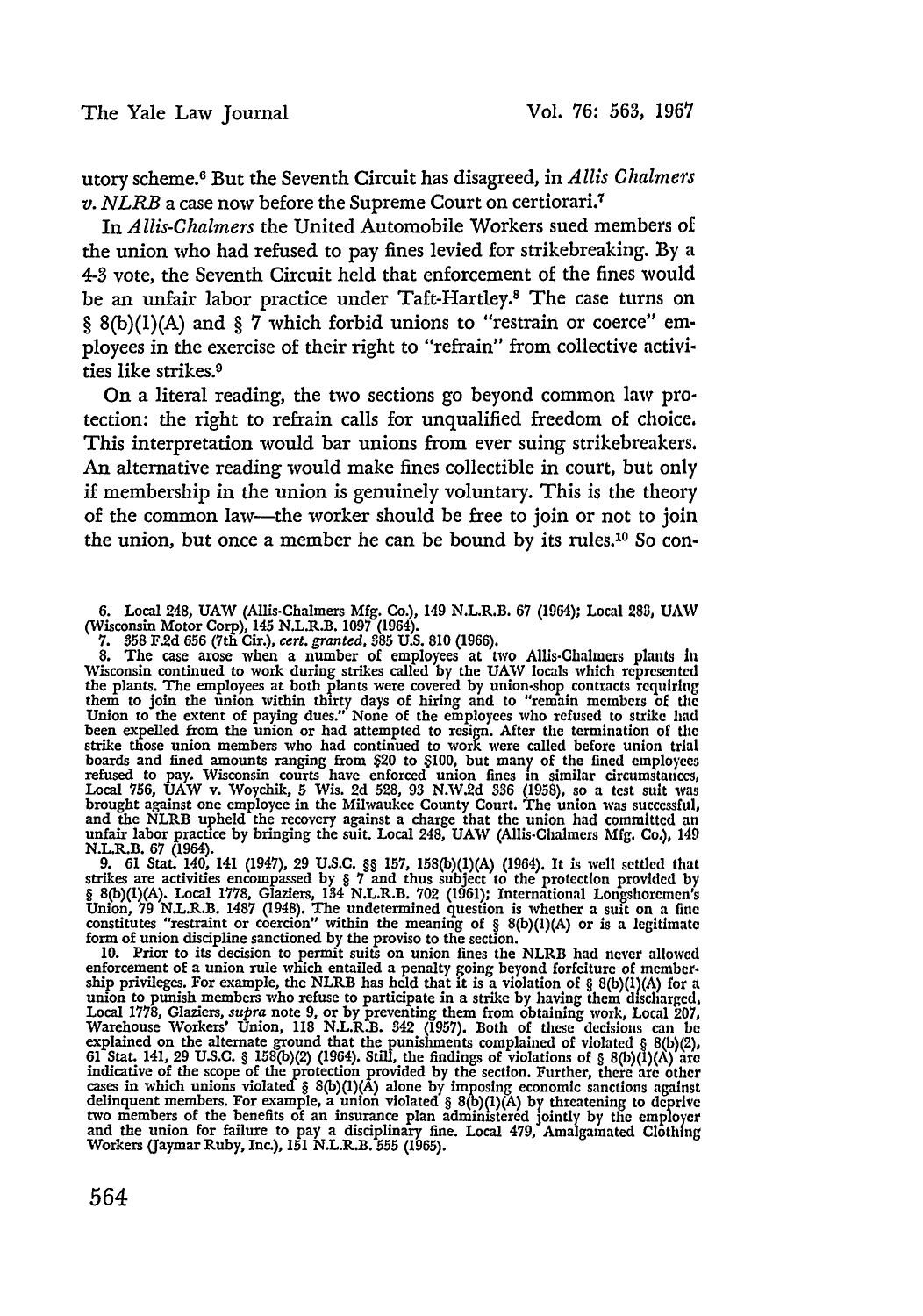utory scheme.[6] But the Seventh Circuit has disagreed, in *Allis Chalmers v. NLRB* a case now before the Supreme Court on certiorari.[7]

In *Allis-Chalmers* the United Automobile Workers sued members of the union who had refused to pay fines levied for strikebreaking. By a 4-3 vote, the Seventh Circuit held that enforcement of the fines would be an unfair labor practice under Taft-Hartley.[8] The case turns on § 8(b)(1)(A) and § 7 which forbid unions to "restrain or coerce" employees in the exercise of their right to "refrain" from collective activities like strikes.[9]

On a literal reading, the two sections go beyond common law protection: the right to refrain calls for unqualified freedom of choice. This interpretation would bar unions from ever suing strikebreakers. An alternative reading would make fines collectible in court, but only if membership in the union is genuinely voluntary. This is the theory of the common law—the worker should be free to join or not to join the union, but once a member he can be bound by its rules.[10] So con-

---

6. Local 248, UAW (Allis-Chalmers Mfg. Co.), 149 N.L.R.B. 67 (1964); Local 283, UAW (Wisconsin Motor Corp), 145 N.L.R.B. 1097 (1964).

7. 358 F.2d 656 (7th Cir.), *cert. granted*, 385 U.S. 810 (1966).

8. The case arose when a number of employees at two Allis-Chalmers plants in Wisconsin continued to work during strikes called by the UAW locals which represented the plants. The employees at both plants were covered by union-shop contracts requiring them to join the union within thirty days of hiring and to "remain members of the Union to the extent of paying dues." None of the employees who refused to strike had been expelled from the union or had attempted to resign. After the termination of the strike those union members who had continued to work were called before union trial boards and fined amounts ranging from $20 to $100, but many of the fined employees refused to pay. Wisconsin courts have enforced union fines in similar circumstances, Local 756, UAW v. Woychik, 5 Wis. 2d 528, 93 N.W.2d 336 (1958), so a test suit was brought against one employee in the Milwaukee County Court. The union was successful, and the NLRB upheld the recovery against a charge that the union had committed an unfair labor practice by bringing the suit. Local 248, UAW (Allis-Chalmers Mfg. Co.), 149 N.L.R.B. 67 (1964).

9. 61 Stat. 140, 141 (1947), 29 U.S.C. §§ 157, 158(b)(1)(A) (1964). It is well settled that strikes are activities encompassed by § 7 and thus subject to the protection provided by § 8(b)(1)(A). Local 1778, Glaziers, 134 N.L.R.B. 702 (1961); International Longshoremen's Union, 79 N.L.R.B. 1487 (1948). The undetermined question is whether a suit on a fine constitutes "restraint or coercion" within the meaning of § 8(b)(1)(A) or is a legitimate form of union discipline sanctioned by the proviso to the section.

10. Prior to its decision to permit suits on union fines the NLRB had never allowed enforcement of a union rule which entailed a penalty going beyond forfeiture of membership privileges. For example, the NLRB has held that it is a violation of § 8(b)(1)(A) for a union to punish members who refuse to participate in a strike by having them discharged, Local 1778, Glaziers, *supra* note 9, or by preventing them from obtaining work, Local 207, Warehouse Workers' Union, 118 N.L.R.B. 342 (1957). Both of these decisions can be explained on the alternate ground that the punishments complained of violated § 8(b)(2), 61 Stat. 141, 29 U.S.C. § 158(b)(2) (1964). Still, the findings of violations of § 8(b)(1)(A) are indicative of the scope of the protection provided by the section. Further, there are other cases in which unions violated § 8(b)(1)(A) alone by imposing economic sanctions against delinquent members. For example, a union violated § 8(b)(1)(A) by threatening to deprive two members of the benefits of an insurance plan administered jointly by the employer and the union for failure to pay a disciplinary fine. Local 479, Amalgamated Clothing Workers (Jaymar Ruby, Inc.), 151 N.L.R.B. 555 (1965).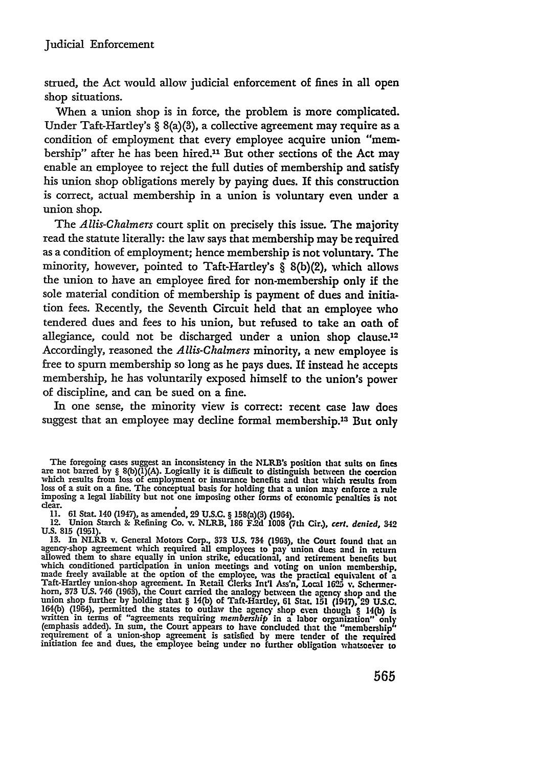strued, the Act would allow judicial enforcement of fines in all open shop situations.

When a union shop is in force, the problem is more complicated. Under Taft-Hartley's § 8(a)(3), a collective agreement may require as a condition of employment that every employee acquire union "membership" after he has been hired.[11] But other sections of the Act may enable an employee to reject the full duties of membership and satisfy his union shop obligations merely by paying dues. If this construction is correct, actual membership in a union is voluntary even under a union shop.

The *Allis-Chalmers* court split on precisely this issue. The majority read the statute literally: the law says that membership may be required as a condition of employment; hence membership is not voluntary. The minority, however, pointed to Taft-Hartley's § 8(b)(2), which allows the union to have an employee fired for non-membership only if the sole material condition of membership is payment of dues and initiation fees. Recently, the Seventh Circuit held that an employee who tendered dues and fees to his union, but refused to take an oath of allegiance, could not be discharged under a union shop clause.[12] Accordingly, reasoned the *Allis-Chalmers* minority, a new employee is free to spurn membership so long as he pays dues. If instead he accepts membership, he has voluntarily exposed himself to the union's power of discipline, and can be sued on a fine.

In one sense, the minority view is correct: recent case law does suggest that an employee may decline formal membership.[13] But only

The foregoing cases suggest an inconsistency in the NLRB's position that suits on fines are not barred by § 8(b)(1)(A). Logically it is difficult to distinguish between the coercion which results from loss of employment or insurance benefits and that which results from loss of a suit on a fine. The conceptual basis for holding that a union may enforce a rule imposing a legal liability but not one imposing other forms of economic penalties is not clear.

11. 61 Stat. 140 (1947), as amended, 29 U.S.C. § 158(a)(3) (1964).

12. Union Starch & Refining Co. v. NLRB, 186 F.2d 1008 (7th Cir.), *cert. denied*, 342 U.S. 815 (1951).

13. In NLRB v. General Motors Corp., 373 U.S. 734 (1963), the Court found that an agency-shop agreement which required all employees to pay union dues and in return allowed them to share equally in union strike, educational, and retirement benefits but which conditioned participation in union meetings and voting on union membership, made freely available at the option of the employee, was the practical equivalent of a Taft-Hartley union-shop agreement. In Retail Clerks Int'l Ass'n, Local 1625 v. Schermerhorn, 373 U.S. 746 (1963), the Court carried the analogy between the agency shop and the union shop further by holding that § 14(b) of Taft-Hartley, 61 Stat. 151 (1947), 29 U.S.C. 164(b) (1964), permitted the states to outlaw the agency shop even though § 14(b) is written in terms of "agreements requiring *membership* in a labor organization" only (emphasis added). In sum, the Court appears to have concluded that the "membership" requirement of a union-shop agreement is satisfied by mere tender of the required initiation fee and dues, the employee being under no further obligation whatsoever to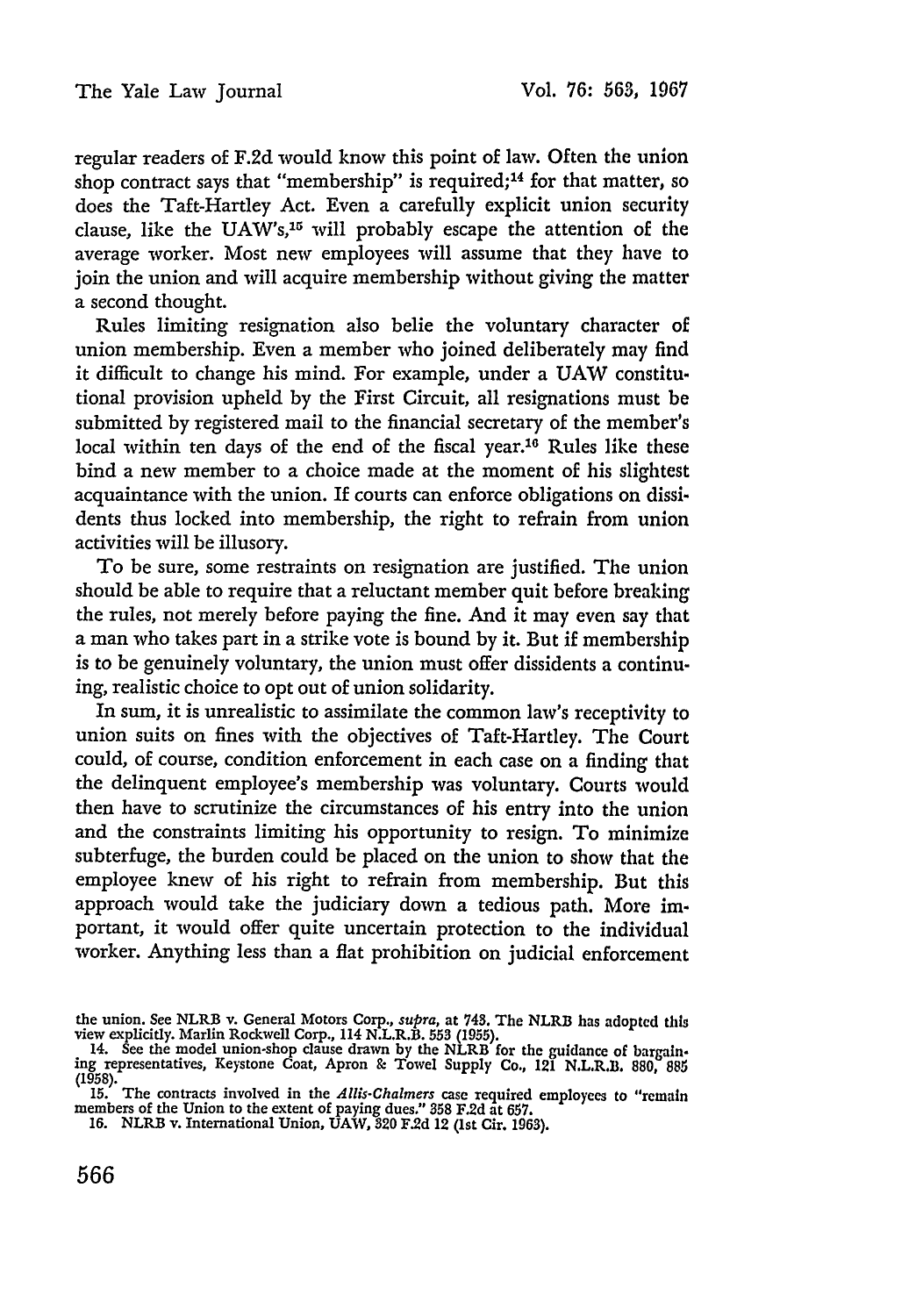regular readers of F.2d would know this point of law. Often the union shop contract says that "membership" is required;[14] for that matter, so does the Taft-Hartley Act. Even a carefully explicit union security clause, like the UAW's,[15] will probably escape the attention of the average worker. Most new employees will assume that they have to join the union and will acquire membership without giving the matter a second thought.

Rules limiting resignation also belie the voluntary character of union membership. Even a member who joined deliberately may find it difficult to change his mind. For example, under a UAW constitutional provision upheld by the First Circuit, all resignations must be submitted by registered mail to the financial secretary of the member's local within ten days of the end of the fiscal year.[16] Rules like these bind a new member to a choice made at the moment of his slightest acquaintance with the union. If courts can enforce obligations on dissidents thus locked into membership, the right to refrain from union activities will be illusory.

To be sure, some restraints on resignation are justified. The union should be able to require that a reluctant member quit before breaking the rules, not merely before paying the fine. And it may even say that a man who takes part in a strike vote is bound by it. But if membership is to be genuinely voluntary, the union must offer dissidents a continuing, realistic choice to opt out of union solidarity.

In sum, it is unrealistic to assimilate the common law's receptivity to union suits on fines with the objectives of Taft-Hartley. The Court could, of course, condition enforcement in each case on a finding that the delinquent employee's membership was voluntary. Courts would then have to scrutinize the circumstances of his entry into the union and the constraints limiting his opportunity to resign. To minimize subterfuge, the burden could be placed on the union to show that the employee knew of his right to refrain from membership. But this approach would take the judiciary down a tedious path. More important, it would offer quite uncertain protection to the individual worker. Anything less than a flat prohibition on judicial enforcement

---

the union. See NLRB v. General Motors Corp., *supra*, at 743. The NLRB has adopted this view explicitly. Marlin Rockwell Corp., 114 N.L.R.B. 553 (1955).

14. See the model union-shop clause drawn by the NLRB for the guidance of bargaining representatives, Keystone Coat, Apron & Towel Supply Co., 121 N.L.R.B. 880, 885 (1958).

15. The contracts involved in the *Allis-Chalmers* case required employees to "remain members of the Union to the extent of paying dues." 358 F.2d at 657.

16. NLRB v. International Union, UAW, 320 F.2d 12 (1st Cir. 1963).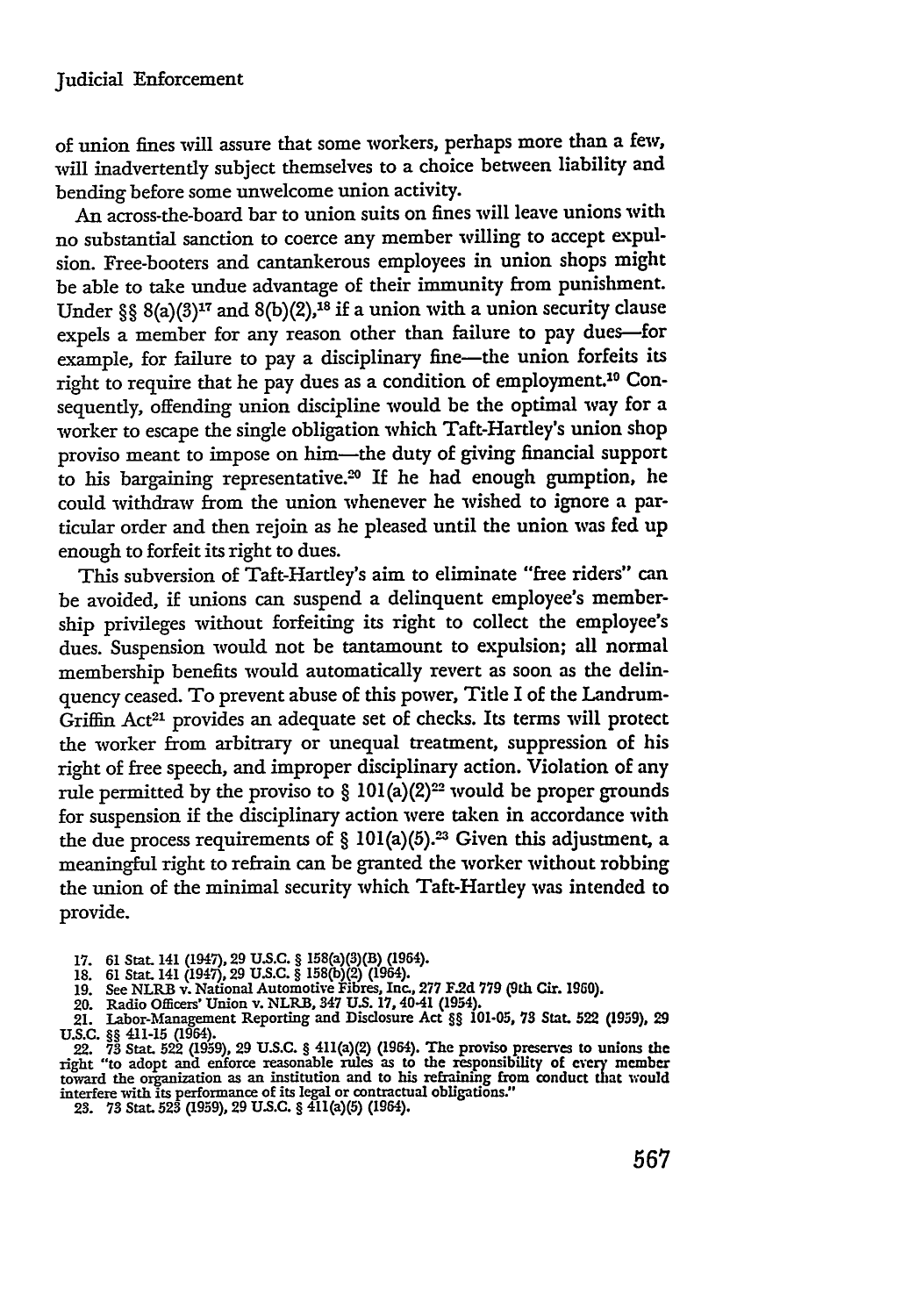of union fines will assure that some workers, perhaps more than a few, will inadvertently subject themselves to a choice between liability and bending before some unwelcome union activity.

An across-the-board bar to union suits on fines will leave unions with no substantial sanction to coerce any member willing to accept expulsion. Free-booters and cantankerous employees in union shops might be able to take undue advantage of their immunity from punishment. Under §§ 8(a)(3)[17] and 8(b)(2),[18] if a union with a union security clause expels a member for any reason other than failure to pay dues—for example, for failure to pay a disciplinary fine—the union forfeits its right to require that he pay dues as a condition of employment.[19] Consequently, offending union discipline would be the optimal way for a worker to escape the single obligation which Taft-Hartley's union shop proviso meant to impose on him—the duty of giving financial support to his bargaining representative.[20] If he had enough gumption, he could withdraw from the union whenever he wished to ignore a particular order and then rejoin as he pleased until the union was fed up enough to forfeit its right to dues.

This subversion of Taft-Hartley's aim to eliminate "free riders" can be avoided, if unions can suspend a delinquent employee's membership privileges without forfeiting its right to collect the employee's dues. Suspension would not be tantamount to expulsion; all normal membership benefits would automatically revert as soon as the delinquency ceased. To prevent abuse of this power, Title I of the Landrum-Griffin Act[21] provides an adequate set of checks. Its terms will protect the worker from arbitrary or unequal treatment, suppression of his right of free speech, and improper disciplinary action. Violation of any rule permitted by the proviso to § 101(a)(2)[22] would be proper grounds for suspension if the disciplinary action were taken in accordance with the due process requirements of § 101(a)(5).[23] Given this adjustment, a meaningful right to refrain can be granted the worker without robbing the union of the minimal security which Taft-Hartley was intended to provide.

17. 61 Stat. 141 (1947), 29 U.S.C. § 158(a)(3)(B) (1964).
18. 61 Stat. 141 (1947), 29 U.S.C. § 158(b)(2) (1964).
19. See NLRB v. National Automotive Fibres, Inc., 277 F.2d 779 (9th Cir. 1960).
20. Radio Officers' Union v. NLRB, 347 U.S. 17, 40-41 (1954).
21. Labor-Management Reporting and Disclosure Act §§ 101-05, 73 Stat. 522 (1959), 29 U.S.C. §§ 411-15 (1964).
22. 73 Stat. 522 (1959), 29 U.S.C. § 411(a)(2) (1964). The proviso preserves to unions the right "to adopt and enforce reasonable rules as to the responsibility of every member toward the organization as an institution and to his refraining from conduct that would interfere with its performance of its legal or contractual obligations."
23. 73 Stat. 523 (1959), 29 U.S.C. § 411(a)(5) (1964).